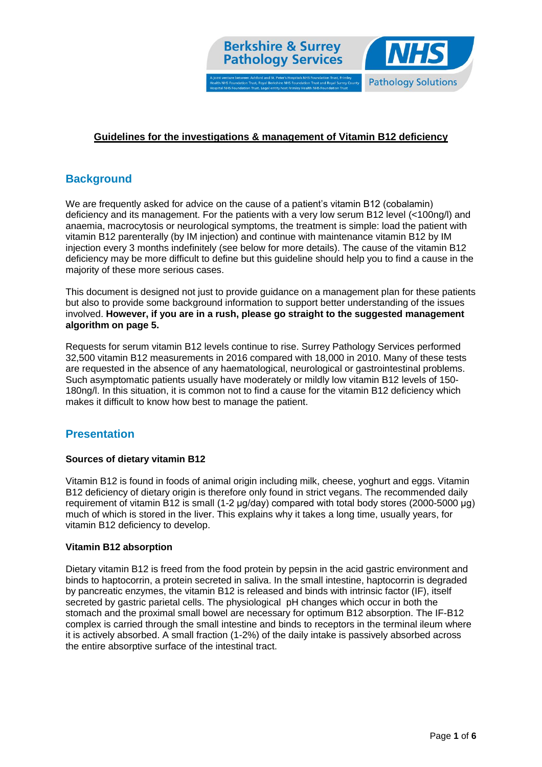**Guidelines for the investigations & management of Vitamin B12 deficiency**

## Background

We are frequently asked for advice on the cause of a patient's vitamin B12 (cobalamin) deficiency and its management. For the patients with a very low serum B12 level (<100ng/l) and anaemia, macrocytosis or neurological symptoms, the treatment is simple: load the patient with vitamin B12 parenterally (by IM injection) and continue with maintenance vitamin B12 by IM injection every 3 months indefinitely (see below for more details). The cause of the vitamin B12 deficiency may be more difficult to define but this guideline should help you to find a cause in the majority of these more serious cases.

This document is designed not just to provide guidance on a management plan for these patients but also to provide some background information to support better understanding of the issues involved. **However, if you are in a rush, please go straight to the suggested management algorithm on page 5.**

Requests for serum vitamin B12 levels continue to rise. Surrey Pathology Services performed 32,500 vitamin B12 measurements in 2016 compared with 18,000 in 2010. Many of these tests are requested in the absence of any haematological, neurological or gastrointestinal problems. Such asymptomatic patients usually have moderately or mildly low vitamin B12 levels of 150-180ng/l. In this situation, it is common not to find a cause for the vitamin B12 deficiency which makes it difficult to know how best to manage the patient.

## Presentation

### Sources of dietary vitamin B12

Vitamin B12 is found in foods of animal origin including milk, cheese, yoghurt and eggs. Vitamin B12 deficiency of dietary origin is therefore only found in strict vegans. The recommended daily requirement of vitamin B12 is small (1-2 µg/day) compared with total body stores (2000-5000 µg) much of which is stored in the liver. This explains why it takes a long time, usually years, for vitamin B12 deficiency to develop.

### Vitamin B12 absorption

Dietary vitamin B12 is freed from the food protein by pepsin in the acid gastric environment and binds to haptocorrin, a protein secreted in saliva. In the small intestine, haptocorrin is degraded by pancreatic enzymes, the vitamin B12 is released and binds with intrinsic factor (IF), itself secreted by gastric parietal cells. The physiological pH changes which occur in both the stomach and the proximal small bowel are necessary for optimum B12 absorption. The IF-B12 complex is carried through the small intestine and binds to receptors in the terminal ileum where it is actively absorbed. A small fraction (1-2%) of the daily intake is passively absorbed across the entire absorptive surface of the intestinal tract.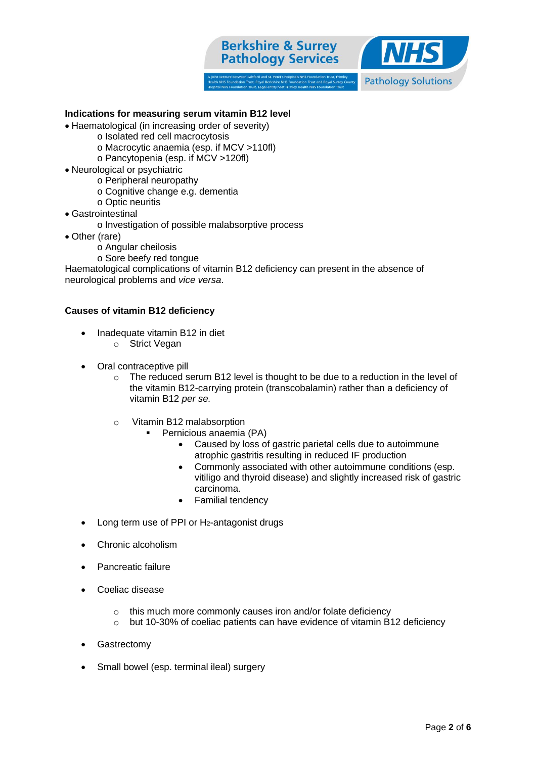**Indications for measuring serum vitamin B12 level**

- Haematological (in increasing order of severity)
  - Isolated red cell macrocytosis
  - Macrocytic anaemia (esp. if MCV >110fl)
  - Pancytopenia (esp. if MCV >120fl)
- Neurological or psychiatric
  - Peripheral neuropathy
  - Cognitive change e.g. dementia
  - Optic neuritis
- Gastrointestinal
  - Investigation of possible malabsorptive process
- Other (rare)
  - Angular cheilosis
  - Sore beefy red tongue

Haematological complications of vitamin B12 deficiency can present in the absence of neurological problems and *vice versa*.

**Causes of vitamin B12 deficiency**

- Inadequate vitamin B12 in diet
  - Strict Vegan
- Oral contraceptive pill
  - The reduced serum B12 level is thought to be due to a reduction in the level of the vitamin B12-carrying protein (transcobalamin) rather than a deficiency of vitamin B12 *per se.*
  - Vitamin B12 malabsorption
    - Pernicious anaemia (PA)
      - Caused by loss of gastric parietal cells due to autoimmune atrophic gastritis resulting in reduced IF production
      - Commonly associated with other autoimmune conditions (esp. vitiligo and thyroid disease) and slightly increased risk of gastric carcinoma.
      - Familial tendency
- Long term use of PPI or $H_2$-antagonist drugs
- Chronic alcoholism
- Pancreatic failure
- Coeliac disease
  - this much more commonly causes iron and/or folate deficiency
  - but 10-30% of coeliac patients can have evidence of vitamin B12 deficiency
- Gastrectomy
- Small bowel (esp. terminal ileal) surgery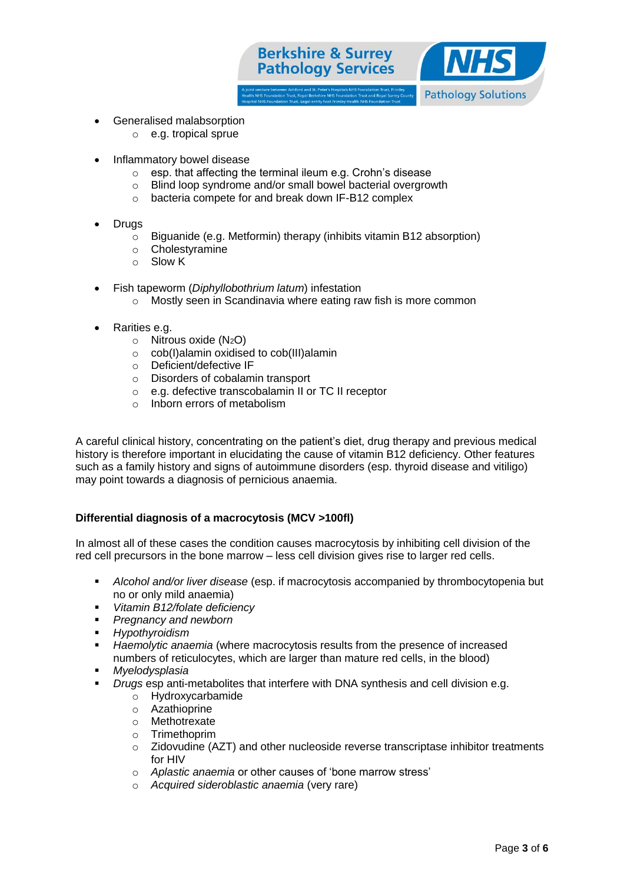- Generalised malabsorption
  - e.g. tropical sprue

- Inflammatory bowel disease
  - esp. that affecting the terminal ileum e.g. Crohn's disease
  - Blind loop syndrome and/or small bowel bacterial overgrowth
  - bacteria compete for and break down IF-B12 complex

- Drugs
  - Biguanide (e.g. Metformin) therapy (inhibits vitamin B12 absorption)
  - Cholestyramine
  - Slow K

- Fish tapeworm (*Diphyllobothrium latum*) infestation
  - Mostly seen in Scandinavia where eating raw fish is more common

- Rarities e.g.
  - Nitrous oxide ($N_2O$)
  - cob(I)alamin oxidised to cob(III)alamin
  - Deficient/defective IF
  - Disorders of cobalamin transport
  - e.g. defective transcobalamin II or TC II receptor
  - Inborn errors of metabolism

A careful clinical history, concentrating on the patient's diet, drug therapy and previous medical history is therefore important in elucidating the cause of vitamin B12 deficiency. Other features such as a family history and signs of autoimmune disorders (esp. thyroid disease and vitiligo) may point towards a diagnosis of pernicious anaemia.

**Differential diagnosis of a macrocytosis (MCV >100fl)**

In almost all of these cases the condition causes macrocytosis by inhibiting cell division of the red cell precursors in the bone marrow – less cell division gives rise to larger red cells.

- *Alcohol and/or liver disease* (esp. if macrocytosis accompanied by thrombocytopenia but no or only mild anaemia)
- *Vitamin B12/folate deficiency*
- *Pregnancy and newborn*
- *Hypothyroidism*
- *Haemolytic anaemia* (where macrocytosis results from the presence of increased numbers of reticulocytes, which are larger than mature red cells, in the blood)
- *Myelodysplasia*
- *Drugs* esp anti-metabolites that interfere with DNA synthesis and cell division e.g.
  - Hydroxycarbamide
  - Azathioprine
  - Methotrexate
  - Trimethoprim
  - Zidovudine (AZT) and other nucleoside reverse transcriptase inhibitor treatments for HIV
  - *Aplastic anaemia* or other causes of 'bone marrow stress'
  - *Acquired sideroblastic anaemia* (very rare)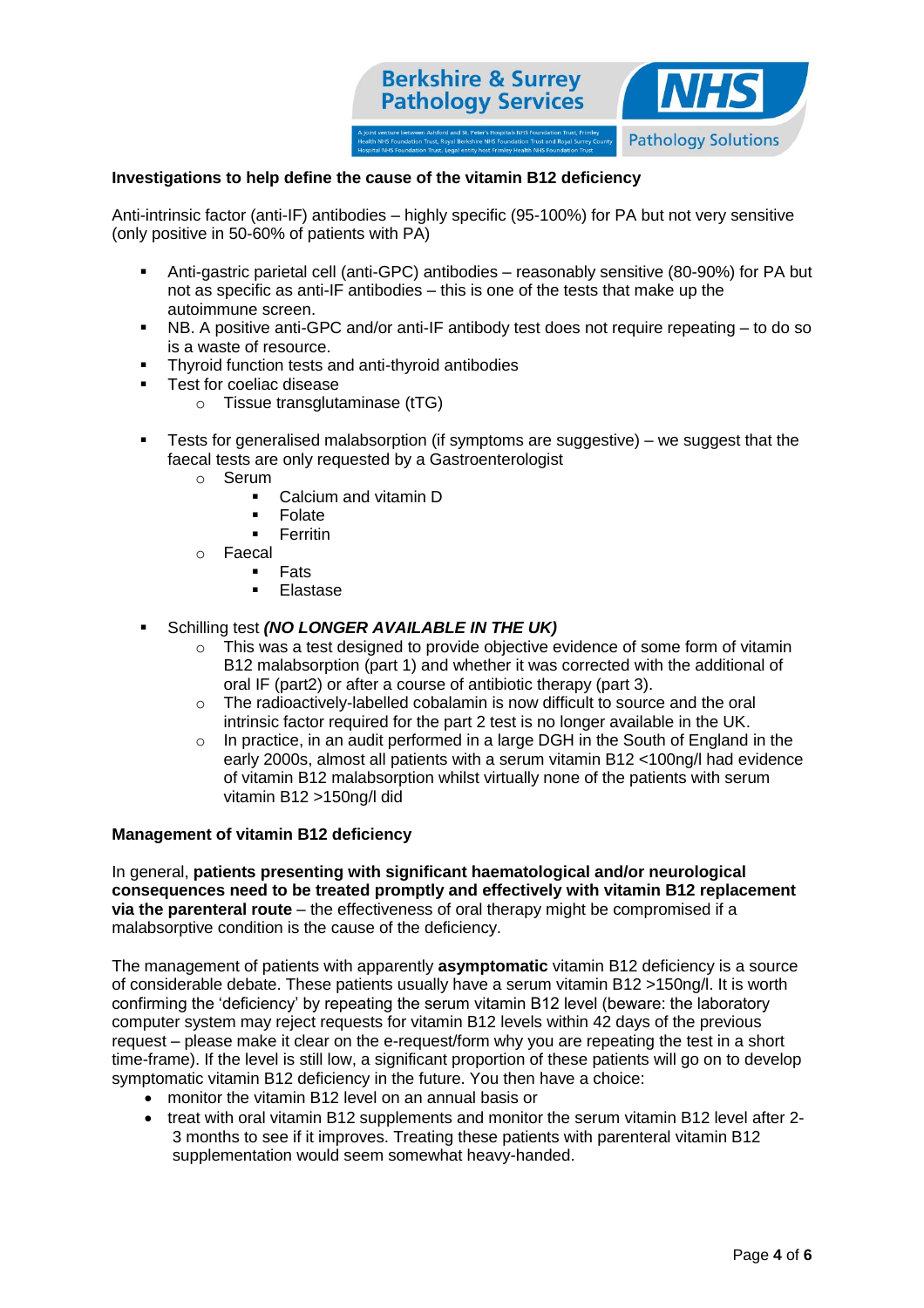**Investigations to help define the cause of the vitamin B12 deficiency**

Anti-intrinsic factor (anti-IF) antibodies – highly specific (95-100%) for PA but not very sensitive (only positive in 50-60% of patients with PA)

- Anti-gastric parietal cell (anti-GPC) antibodies – reasonably sensitive (80-90%) for PA but not as specific as anti-IF antibodies – this is one of the tests that make up the autoimmune screen.
- NB. A positive anti-GPC and/or anti-IF antibody test does not require repeating – to do so is a waste of resource.
- Thyroid function tests and anti-thyroid antibodies
- Test for coeliac disease
  - Tissue transglutaminase (tTG)

- Tests for generalised malabsorption (if symptoms are suggestive) – we suggest that the faecal tests are only requested by a Gastroenterologist
  - Serum
    - Calcium and vitamin D
    - Folate
    - Ferritin
  - Faecal
    - Fats
    - Elastase

- Schilling test ***(NO LONGER AVAILABLE IN THE UK)***
  - This was a test designed to provide objective evidence of some form of vitamin B12 malabsorption (part 1) and whether it was corrected with the additional of oral IF (part2) or after a course of antibiotic therapy (part 3).
  - The radioactively-labelled cobalamin is now difficult to source and the oral intrinsic factor required for the part 2 test is no longer available in the UK.
  - In practice, in an audit performed in a large DGH in the South of England in the early 2000s, almost all patients with a serum vitamin B12 <100ng/l had evidence of vitamin B12 malabsorption whilst virtually none of the patients with serum vitamin B12 >150ng/l did

**Management of vitamin B12 deficiency**

In general, **patients presenting with significant haematological and/or neurological consequences need to be treated promptly and effectively with vitamin B12 replacement via the parenteral route** – the effectiveness of oral therapy might be compromised if a malabsorptive condition is the cause of the deficiency.

The management of patients with apparently **asymptomatic** vitamin B12 deficiency is a source of considerable debate. These patients usually have a serum vitamin B12 >150ng/l. It is worth confirming the 'deficiency' by repeating the serum vitamin B12 level (beware: the laboratory computer system may reject requests for vitamin B12 levels within 42 days of the previous request – please make it clear on the e-request/form why you are repeating the test in a short time-frame). If the level is still low, a significant proportion of these patients will go on to develop symptomatic vitamin B12 deficiency in the future. You then have a choice:

- monitor the vitamin B12 level on an annual basis or
- treat with oral vitamin B12 supplements and monitor the serum vitamin B12 level after 2-3 months to see if it improves. Treating these patients with parenteral vitamin B12 supplementation would seem somewhat heavy-handed.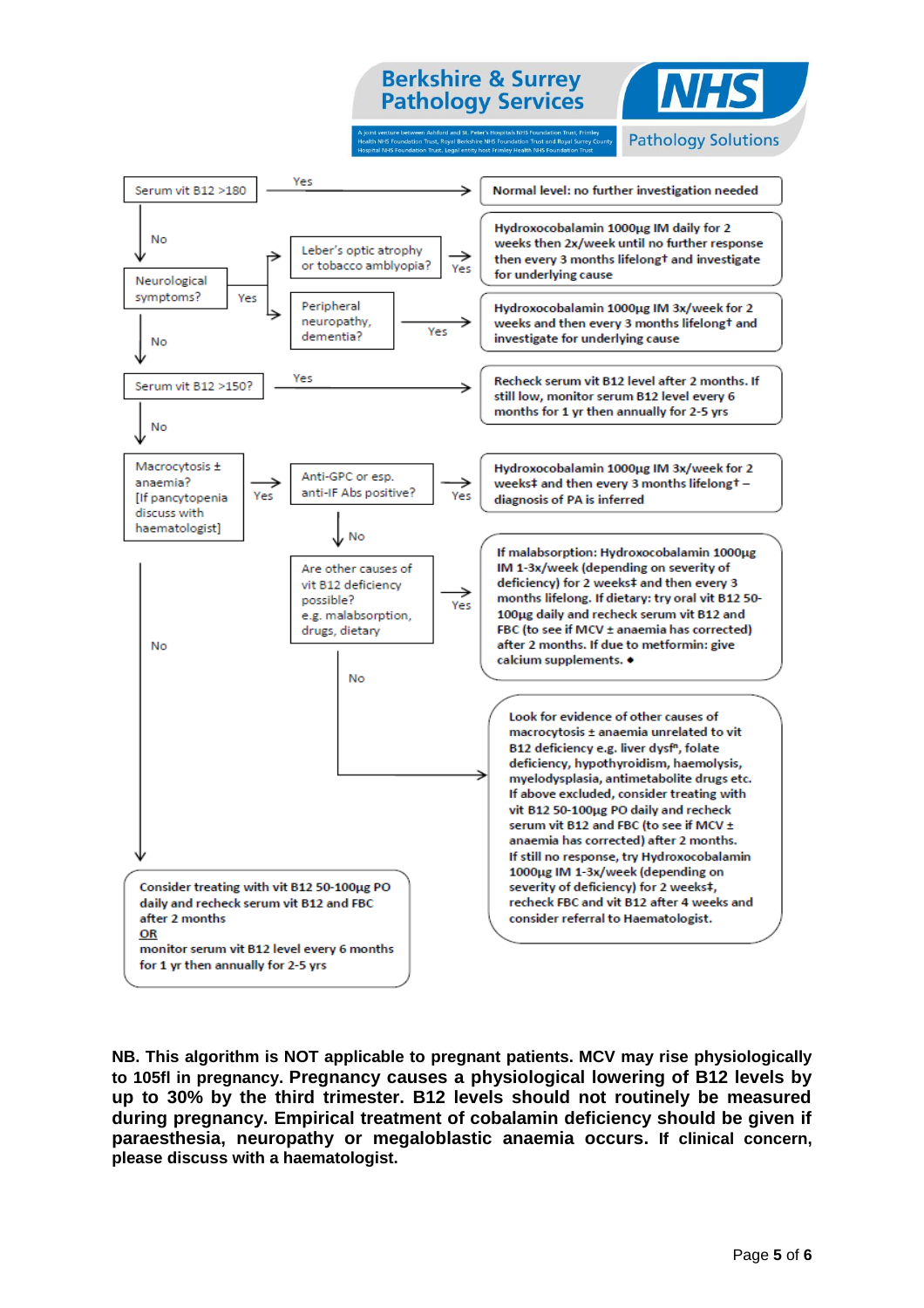Berkshire & Surrey Pathology Services

A joint venture between Ashford and St. Peter's Hospitals NHS Foundation Trust, Frimley Health NHS Foundation Trust, Royal Berkshire NHS Foundation Trust and Royal Surrey County Hospital NHS Foundation Trust. Legal entity host Frimley Health NHS Foundation Trust

NHS Pathology Solutions

Serum vit B12 >180 → Yes → **Normal level: no further investigation needed**

No ↓

Neurological symptoms? → Yes →

- Leber's optic atrophy or tobacco amblyopia? → Yes → **Hydroxocobalamin 1000µg IM daily for 2 weeks then 2x/week until no further response then every 3 months lifelong† and investigate for underlying cause**
- Peripheral neuropathy, dementia? → Yes → **Hydroxocobalamin 1000µg IM 3x/week for 2 weeks and then every 3 months lifelong† and investigate for underlying cause**

No ↓

Serum vit B12 >150? → Yes → **Recheck serum vit B12 level after 2 months. If still low, monitor serum B12 level every 6 months for 1 yr then annually for 2-5 yrs**

No ↓

Macrocytosis ± anaemia? [If pancytopenia discuss with haematologist] → Yes → Anti-GPC or esp. anti-IF Abs positive? → Yes → **Hydroxocobalamin 1000µg IM 3x/week for 2 weeks‡ and then every 3 months lifelong† – diagnosis of PA is inferred**

Anti-GPC or esp. anti-IF Abs positive? → No → Are other causes of vit B12 deficiency possible? e.g. malabsorption, drugs, dietary → Yes → **If malabsorption: Hydroxocobalamin 1000µg IM 1-3x/week (depending on severity of deficiency) for 2 weeks‡ and then every 3 months lifelong. If dietary: try oral vit B12 50-100µg daily and recheck serum vit B12 and FBC (to see if MCV ± anaemia has corrected) after 2 months. If due to metformin: give calcium supplements. ♦**

Are other causes of vit B12 deficiency possible? → No → **Look for evidence of other causes of macrocytosis ± anaemia unrelated to vit B12 deficiency e.g. liver dysfⁿ, folate deficiency, hypothyroidism, haemolysis, myelodysplasia, antimetabolite drugs etc. If above excluded, consider treating with vit B12 50-100µg PO daily and recheck serum vit B12 and FBC (to see if MCV ± anaemia has corrected) after 2 months. If still no response, try Hydroxocobalamin 1000µg IM 1-3x/week (depending on severity of deficiency) for 2 weeks‡, recheck FBC and vit B12 after 4 weeks and consider referral to Haematologist.**

Macrocytosis ± anaemia? → No → **Consider treating with vit B12 50-100µg PO daily and recheck serum vit B12 and FBC after 2 months <u>OR</u> monitor serum vit B12 level every 6 months for 1 yr then annually for 2-5 yrs**

**NB. This algorithm is NOT applicable to pregnant patients. MCV may rise physiologically to 105fl in pregnancy. Pregnancy causes a physiological lowering of B12 levels by up to 30% by the third trimester. B12 levels should not routinely be measured during pregnancy. Empirical treatment of cobalamin deficiency should be given if paraesthesia, neuropathy or megaloblastic anaemia occurs. If clinical concern, please discuss with a haematologist.**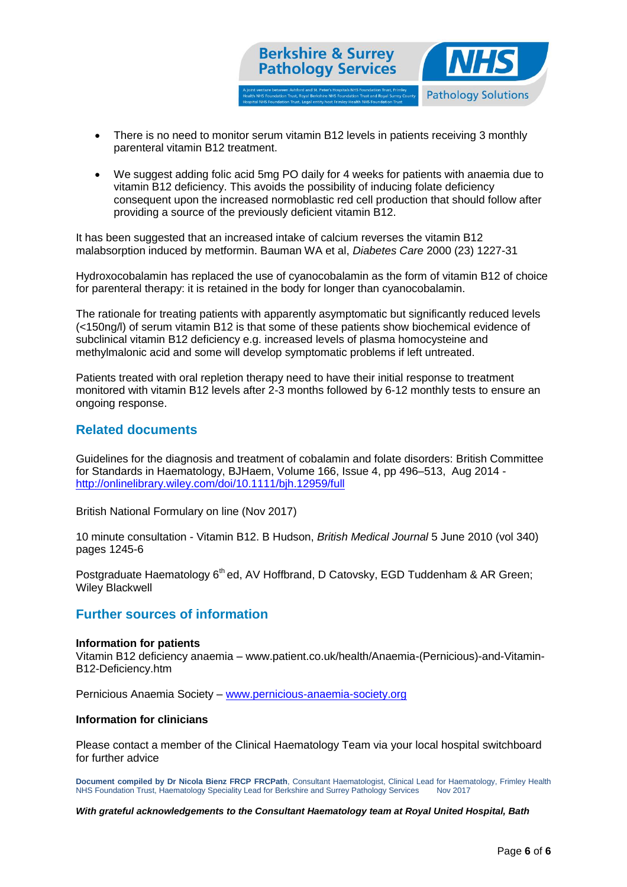- There is no need to monitor serum vitamin B12 levels in patients receiving 3 monthly parenteral vitamin B12 treatment.

- We suggest adding folic acid 5mg PO daily for 4 weeks for patients with anaemia due to vitamin B12 deficiency. This avoids the possibility of inducing folate deficiency consequent upon the increased normoblastic red cell production that should follow after providing a source of the previously deficient vitamin B12.

It has been suggested that an increased intake of calcium reverses the vitamin B12 malabsorption induced by metformin. Bauman WA et al, *Diabetes Care* 2000 (23) 1227-31

Hydroxocobalamin has replaced the use of cyanocobalamin as the form of vitamin B12 of choice for parenteral therapy: it is retained in the body for longer than cyanocobalamin.

The rationale for treating patients with apparently asymptomatic but significantly reduced levels (<150ng/l) of serum vitamin B12 is that some of these patients show biochemical evidence of subclinical vitamin B12 deficiency e.g. increased levels of plasma homocysteine and methylmalonic acid and some will develop symptomatic problems if left untreated.

Patients treated with oral repletion therapy need to have their initial response to treatment monitored with vitamin B12 levels after 2-3 months followed by 6-12 monthly tests to ensure an ongoing response.

## Related documents

Guidelines for the diagnosis and treatment of cobalamin and folate disorders: British Committee for Standards in Haematology, BJHaem, Volume 166, Issue 4, pp 496–513, Aug 2014 - http://onlinelibrary.wiley.com/doi/10.1111/bjh.12959/full

British National Formulary on line (Nov 2017)

10 minute consultation - Vitamin B12. B Hudson, *British Medical Journal* 5 June 2010 (vol 340) pages 1245-6

Postgraduate Haematology 6th ed, AV Hoffbrand, D Catovsky, EGD Tuddenham & AR Green; Wiley Blackwell

## Further sources of information

**Information for patients**
Vitamin B12 deficiency anaemia – www.patient.co.uk/health/Anaemia-(Pernicious)-and-Vitamin-B12-Deficiency.htm

Pernicious Anaemia Society – www.pernicious-anaemia-society.org

**Information for clinicians**

Please contact a member of the Clinical Haematology Team via your local hospital switchboard for further advice

**Document compiled by Dr Nicola Bienz FRCP FRCPath**, Consultant Haematologist, Clinical Lead for Haematology, Frimley Health NHS Foundation Trust, Haematology Speciality Lead for Berkshire and Surrey Pathology Services Nov 2017

***With grateful acknowledgements to the Consultant Haematology team at Royal United Hospital, Bath***